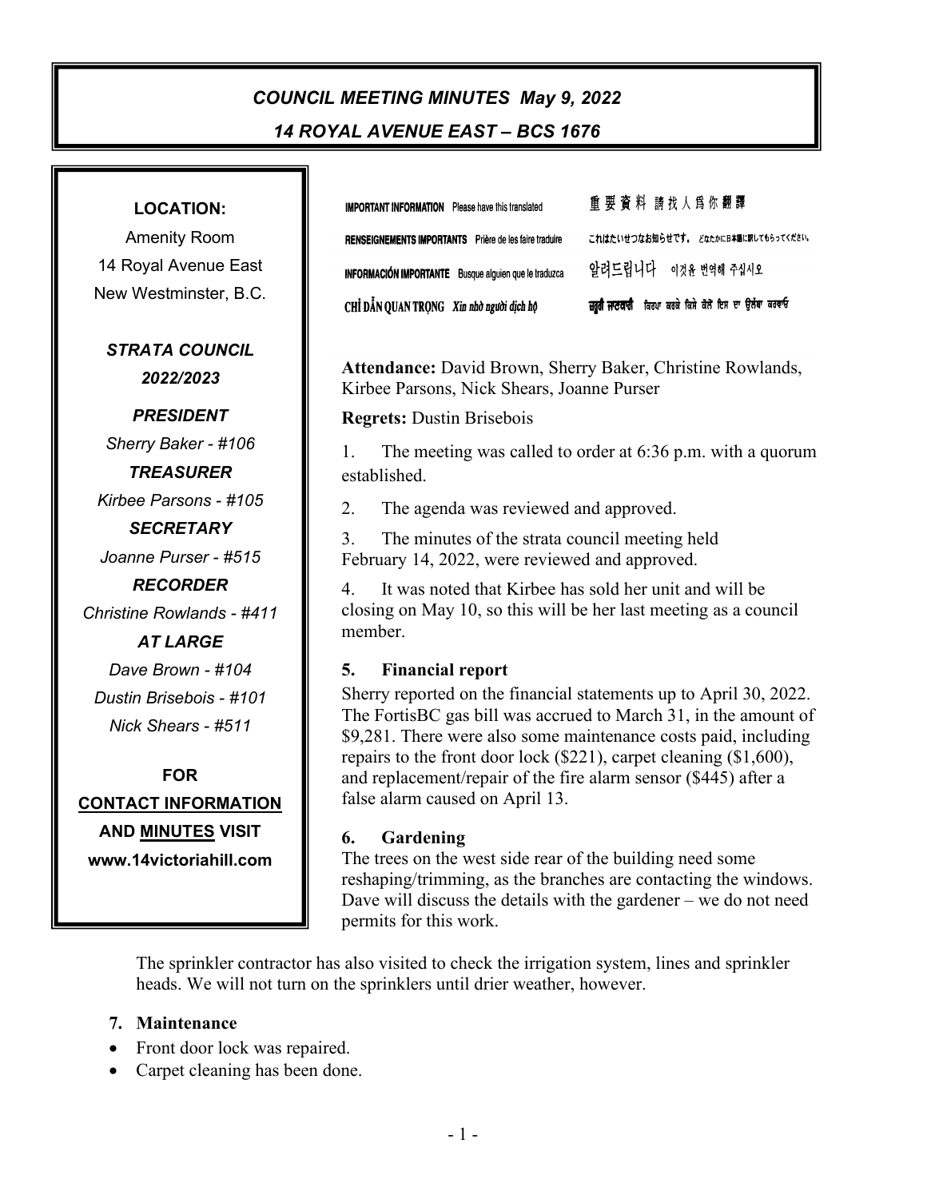# COUNCIL MEETING MINUTES May 9, 2022

## 14 ROYAL AVENUE EAST – BCS 1676

**LOCATION:**

Amenity Room
14 Royal Avenue East
New Westminster, B.C.

***STRATA COUNCIL 2022/2023***

***PRESIDENT***
*Sherry Baker - #106*

***TREASURER***
*Kirbee Parsons - #105*

***SECRETARY***
*Joanne Purser - #515*

***RECORDER***
*Christine Rowlands - #411*

***AT LARGE***
*Dave Brown - #104*
*Dustin Brisebois - #101*
*Nick Shears - #511*

**FOR CONTACT INFORMATION AND MINUTES VISIT www.14victoriahill.com**

**IMPORTANT INFORMATION** Please have this translated
**RENSEIGNEMENTS IMPORTANTS** Prière de les faire traduire
**INFORMACIÓN IMPORTANTE** Busque alguien que le traduzca
**CHỈ DẪN QUAN TRỌNG** *Xin nhờ người dịch hộ*

重要資料 請找人爲你翻譯
これはたいせつなお知らせです。どなたかに日本語に訳してもらってください。
알려드립니다 이것을 번역해 주십시오
ਜ਼ਰੂਰੀ ਜਾਣਕਾਰੀ ਕਿਰਪਾ ਕਰਕੇ ਕਿਸੇ ਕੋਲੋਂ ਇਸ ਦਾ ਉਲੱਥਾ ਕਰਵਾਓ

**Attendance:** David Brown, Sherry Baker, Christine Rowlands, Kirbee Parsons, Nick Shears, Joanne Purser

**Regrets:** Dustin Brisebois

1. The meeting was called to order at 6:36 p.m. with a quorum established.

2. The agenda was reviewed and approved.

3. The minutes of the strata council meeting held February 14, 2022, were reviewed and approved.

4. It was noted that Kirbee has sold her unit and will be closing on May 10, so this will be her last meeting as a council member.

### 5. Financial report

Sherry reported on the financial statements up to April 30, 2022. The FortisBC gas bill was accrued to March 31, in the amount of $9,281. There were also some maintenance costs paid, including repairs to the front door lock ($221), carpet cleaning ($1,600), and replacement/repair of the fire alarm sensor ($445) after a false alarm caused on April 13.

### 6. Gardening

The trees on the west side rear of the building need some reshaping/trimming, as the branches are contacting the windows. Dave will discuss the details with the gardener – we do not need permits for this work.

The sprinkler contractor has also visited to check the irrigation system, lines and sprinkler heads. We will not turn on the sprinklers until drier weather, however.

### 7. Maintenance

- Front door lock was repaired.
- Carpet cleaning has been done.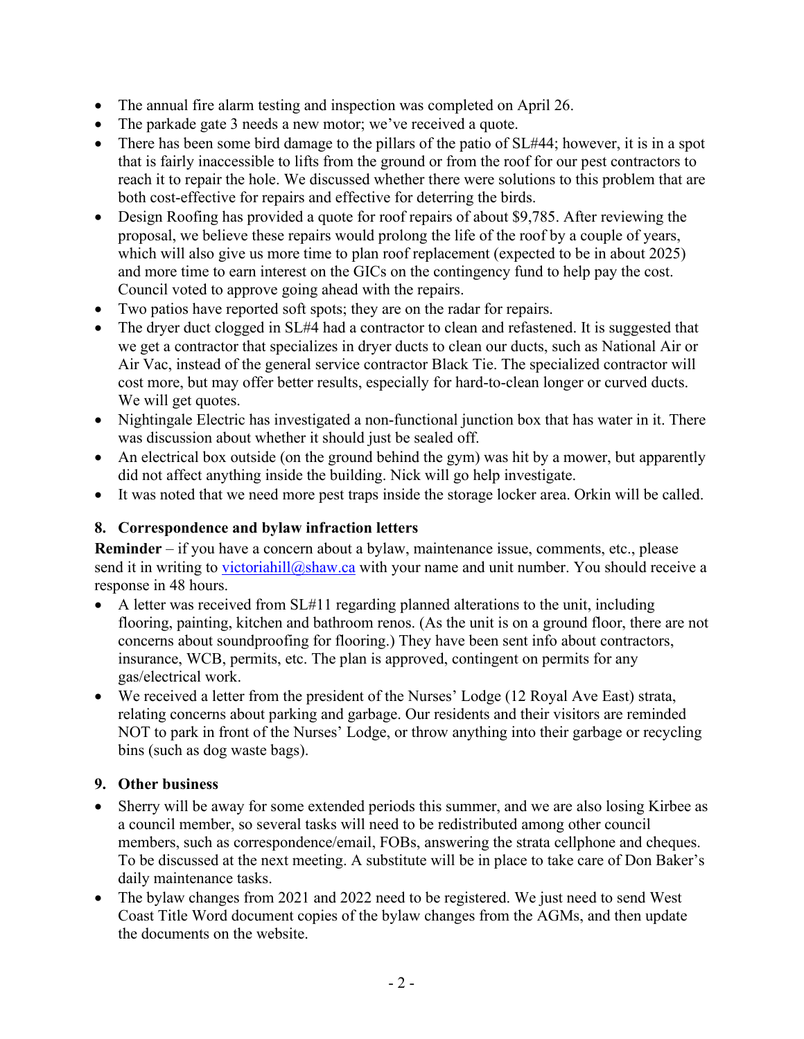- The annual fire alarm testing and inspection was completed on April 26.
- The parkade gate 3 needs a new motor; we've received a quote.
- There has been some bird damage to the pillars of the patio of SL#44; however, it is in a spot that is fairly inaccessible to lifts from the ground or from the roof for our pest contractors to reach it to repair the hole. We discussed whether there were solutions to this problem that are both cost-effective for repairs and effective for deterring the birds.
- Design Roofing has provided a quote for roof repairs of about $9,785. After reviewing the proposal, we believe these repairs would prolong the life of the roof by a couple of years, which will also give us more time to plan roof replacement (expected to be in about 2025) and more time to earn interest on the GICs on the contingency fund to help pay the cost. Council voted to approve going ahead with the repairs.
- Two patios have reported soft spots; they are on the radar for repairs.
- The dryer duct clogged in SL#4 had a contractor to clean and refastened. It is suggested that we get a contractor that specializes in dryer ducts to clean our ducts, such as National Air or Air Vac, instead of the general service contractor Black Tie. The specialized contractor will cost more, but may offer better results, especially for hard-to-clean longer or curved ducts. We will get quotes.
- Nightingale Electric has investigated a non-functional junction box that has water in it. There was discussion about whether it should just be sealed off.
- An electrical box outside (on the ground behind the gym) was hit by a mower, but apparently did not affect anything inside the building. Nick will go help investigate.
- It was noted that we need more pest traps inside the storage locker area. Orkin will be called.

## 8. Correspondence and bylaw infraction letters

**Reminder** – if you have a concern about a bylaw, maintenance issue, comments, etc., please send it in writing to victoriahill@shaw.ca with your name and unit number. You should receive a response in 48 hours.

- A letter was received from SL#11 regarding planned alterations to the unit, including flooring, painting, kitchen and bathroom renos. (As the unit is on a ground floor, there are not concerns about soundproofing for flooring.) They have been sent info about contractors, insurance, WCB, permits, etc. The plan is approved, contingent on permits for any gas/electrical work.
- We received a letter from the president of the Nurses' Lodge (12 Royal Ave East) strata, relating concerns about parking and garbage. Our residents and their visitors are reminded NOT to park in front of the Nurses' Lodge, or throw anything into their garbage or recycling bins (such as dog waste bags).

## 9. Other business

- Sherry will be away for some extended periods this summer, and we are also losing Kirbee as a council member, so several tasks will need to be redistributed among other council members, such as correspondence/email, FOBs, answering the strata cellphone and cheques. To be discussed at the next meeting. A substitute will be in place to take care of Don Baker's daily maintenance tasks.
- The bylaw changes from 2021 and 2022 need to be registered. We just need to send West Coast Title Word document copies of the bylaw changes from the AGMs, and then update the documents on the website.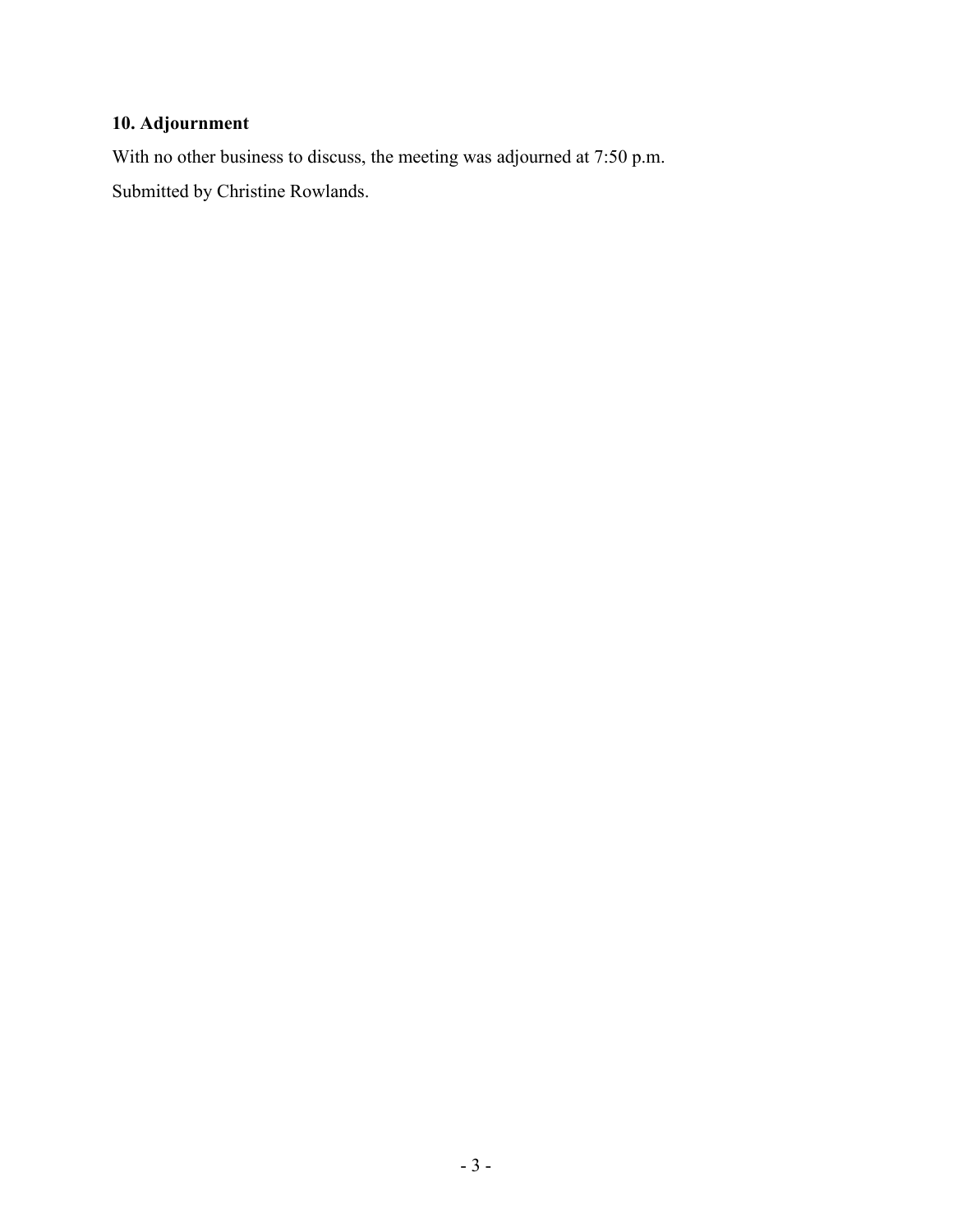## 10. Adjournment

With no other business to discuss, the meeting was adjourned at 7:50 p.m.

Submitted by Christine Rowlands.